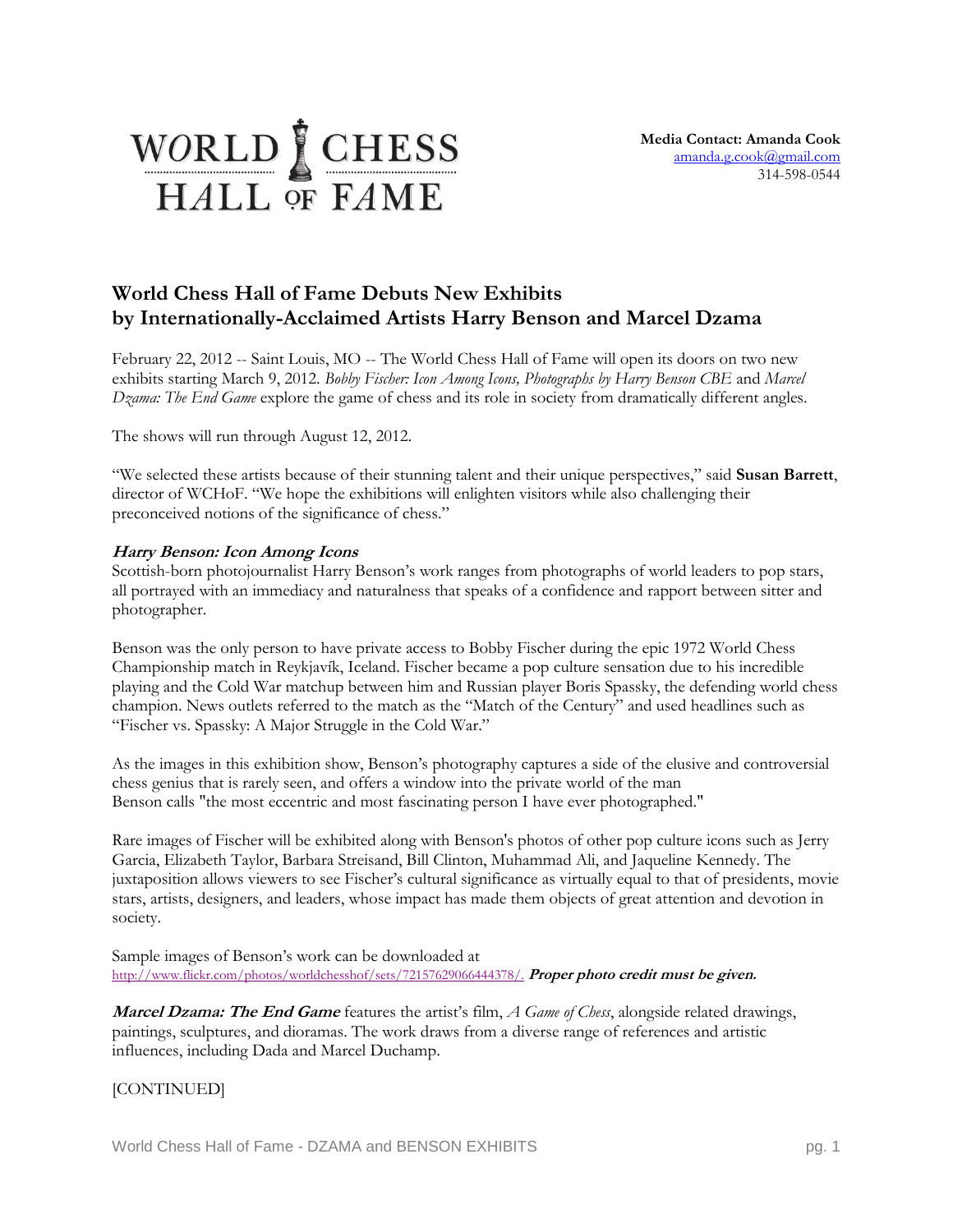WORLD CHESS HALL OF FAME

**Media Contact: Amanda Cook**
amanda.g.cook@gmail.com
314-598-0544

## World Chess Hall of Fame Debuts New Exhibits by Internationally-Acclaimed Artists Harry Benson and Marcel Dzama

February 22, 2012 -- Saint Louis, MO -- The World Chess Hall of Fame will open its doors on two new exhibits starting March 9, 2012. *Bobby Fischer: Icon Among Icons, Photographs by Harry Benson CBE* and *Marcel Dzama: The End Game* explore the game of chess and its role in society from dramatically different angles.

The shows will run through August 12, 2012.

"We selected these artists because of their stunning talent and their unique perspectives," said **Susan Barrett**, director of WCHoF. "We hope the exhibitions will enlighten visitors while also challenging their preconceived notions of the significance of chess."

***Harry Benson: Icon Among Icons***
Scottish-born photojournalist Harry Benson's work ranges from photographs of world leaders to pop stars, all portrayed with an immediacy and naturalness that speaks of a confidence and rapport between sitter and photographer.

Benson was the only person to have private access to Bobby Fischer during the epic 1972 World Chess Championship match in Reykjavík, Iceland. Fischer became a pop culture sensation due to his incredible playing and the Cold War matchup between him and Russian player Boris Spassky, the defending world chess champion. News outlets referred to the match as the "Match of the Century" and used headlines such as "Fischer vs. Spassky: A Major Struggle in the Cold War."

As the images in this exhibition show, Benson's photography captures a side of the elusive and controversial chess genius that is rarely seen, and offers a window into the private world of the man Benson calls "the most eccentric and most fascinating person I have ever photographed."

Rare images of Fischer will be exhibited along with Benson's photos of other pop culture icons such as Jerry Garcia, Elizabeth Taylor, Barbara Streisand, Bill Clinton, Muhammad Ali, and Jaqueline Kennedy. The juxtaposition allows viewers to see Fischer's cultural significance as virtually equal to that of presidents, movie stars, artists, designers, and leaders, whose impact has made them objects of great attention and devotion in society.

Sample images of Benson's work can be downloaded at http://www.flickr.com/photos/worldchesshof/sets/72157629066444378/. ***Proper photo credit must be given.***

***Marcel Dzama: The End Game*** features the artist's film, *A Game of Chess*, alongside related drawings, paintings, sculptures, and dioramas. The work draws from a diverse range of references and artistic influences, including Dada and Marcel Duchamp.

[CONTINUED]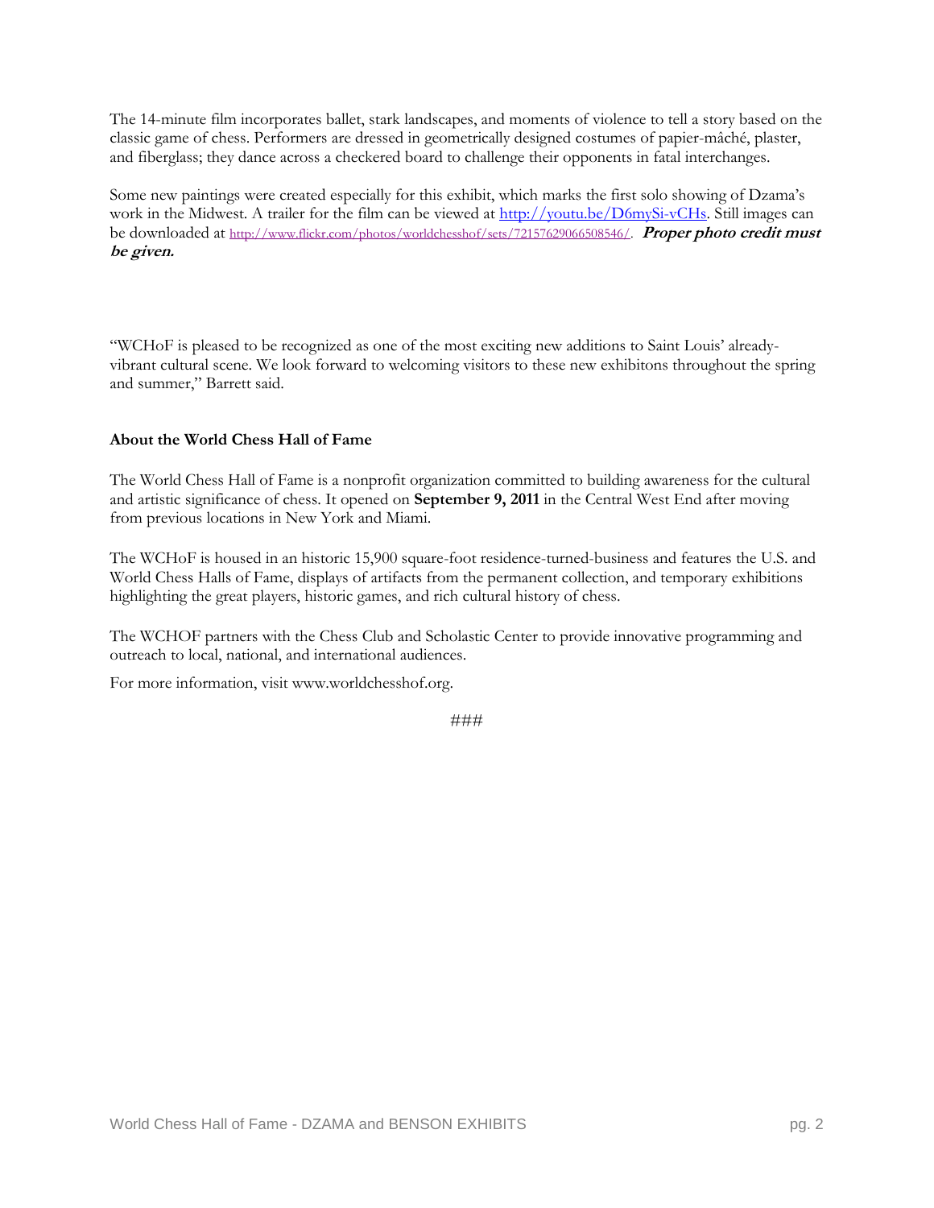The 14-minute film incorporates ballet, stark landscapes, and moments of violence to tell a story based on the classic game of chess. Performers are dressed in geometrically designed costumes of papier-mâché, plaster, and fiberglass; they dance across a checkered board to challenge their opponents in fatal interchanges.

Some new paintings were created especially for this exhibit, which marks the first solo showing of Dzama's work in the Midwest. A trailer for the film can be viewed at http://youtu.be/D6mySi-vCHs. Still images can be downloaded at http://www.flickr.com/photos/worldchesshof/sets/72157629066508546/. ***Proper photo credit must be given.***

"WCHoF is pleased to be recognized as one of the most exciting new additions to Saint Louis' already-vibrant cultural scene. We look forward to welcoming visitors to these new exhibitons throughout the spring and summer," Barrett said.

**About the World Chess Hall of Fame**

The World Chess Hall of Fame is a nonprofit organization committed to building awareness for the cultural and artistic significance of chess. It opened on **September 9, 2011** in the Central West End after moving from previous locations in New York and Miami.

The WCHoF is housed in an historic 15,900 square-foot residence-turned-business and features the U.S. and World Chess Halls of Fame, displays of artifacts from the permanent collection, and temporary exhibitions highlighting the great players, historic games, and rich cultural history of chess.

The WCHOF partners with the Chess Club and Scholastic Center to provide innovative programming and outreach to local, national, and international audiences.

For more information, visit www.worldchesshof.org.

###